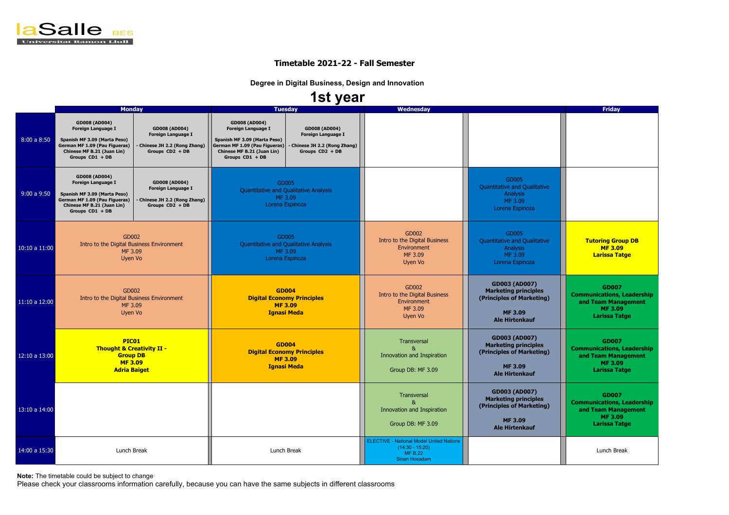laSalle BES
Universitat Ramon Llull

## Timetable 2021-22 - Fall Semester

### Degree in Digital Business, Design and Innovation

# 1st year

| | Monday | | Tuesday | | Wednesday | | Friday |
|---|---|---|---|---|---|---|---|
| 8:00 a 8:50 | **GD008 (AD004) Foreign Language I** **Spanish MF 3.09 (Marta Peso) German MF 1.09 (Pau Figueras) Chinese MF B.21 (Juan Lin) Groups CD1 + DB** | **GD008 (AD004) Foreign Language I** **- Chinese JH 2.2 (Rong Zhang) Groups CD2 + DB** | **GD008 (AD004) Foreign Language I** **Spanish MF 3.09 (Marta Peso) German MF 1.09 (Pau Figueras) Chinese MF B.21 (Juan Lin) Groups CD1 + DB** | **GD008 (AD004) Foreign Language I** **- Chinese JH 2.2 (Rong Zhang) Groups CD2 + DB** | | | |
| 9:00 a 9:50 | **GD008 (AD004) Foreign Language I** **Spanish MF 3.09 (Marta Peso) German MF 1.09 (Pau Figueras) Chinese MF B.21 (Juan Lin) Groups CD1 + DB** | **GD008 (AD004) Foreign Language I** **- Chinese JH 2.2 (Rong Zhang) Groups CD2 + DB** | GD005 Quantitative and Qualitative Analysis MF 3.09 Lorena Espinoza | | | GD005 Quantitative and Qualitative Analysis MF 3.09 Lorena Espinoza | |
| 10:10 a 11:00 | GD002 Intro to the Digital Business Environment MF 3.09 Uyen Vo | | GD005 Quantitative and Qualitative Analysis MF 3.09 Lorena Espinoza | | GD002 Intro to the Digital Business Environment MF 3.09 Uyen Vo | GD005 Quantitative and Qualitative Analysis MF 3.09 Lorena Espinoza | **Tutoring Group DB MF 3.09 Larissa Tatge** |
| 11:10 a 12:00 | GD002 Intro to the Digital Business Environment MF 3.09 Uyen Vo | | **GD004 Digital Economy Principles MF 3.09 Ignasi Meda** | | GD002 Intro to the Digital Business Environment MF 3.09 Uyen Vo | **GD003 (AD007) Marketing principles (Principles of Marketing) MF 3.09 Ale Hirtenkauf** | **GD007 Communications, Leadership and Team Management MF 3.09 Larissa Tatge** |
| 12:10 a 13:00 | **PIC01 Thought & Creativity II - Group DB MF 3.09 Adria Baiget** | | **GD004 Digital Economy Principles MF 3.09 Ignasi Meda** | | Transversal & Innovation and Inspiration Group DB: MF 3.09 | **GD003 (AD007) Marketing principles (Principles of Marketing) MF 3.09 Ale Hirtenkauf** | **GD007 Communications, Leadership and Team Management MF 3.09 Larissa Tatge** |
| 13:10 a 14:00 | | | | | Transversal & Innovation and Inspiration Group DB: MF 3.09 | **GD003 (AD007) Marketing principles (Principles of Marketing) MF 3.09 Ale Hirtenkauf** | **GD007 Communications, Leadership and Team Management MF 3.09 Larissa Tatge** |
| 14:00 a 15:30 | Lunch Break | | Lunch Break | | ELECTIVE - National Model United Nations (14:30 - 15:20) MF B.22 Sinan Hosadam | | Lunch Break |

**Note:** The timetable could be subject to change
Please check your classrooms information carefully, because you can have the same subjects in different classrooms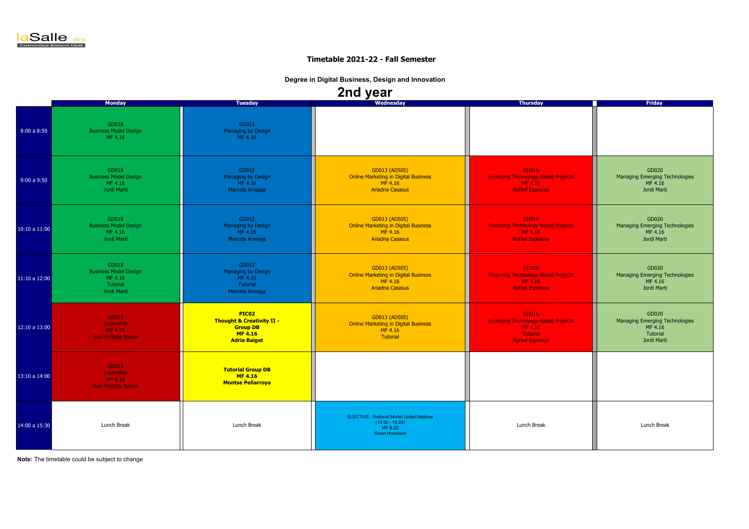laSalle BES
Universitat Ramon Llull

## Timetable 2021-22 - Fall Semester

### Degree in Digital Business, Design and Innovation

# 2nd year

| | Monday | Tuesday | Wednesday | Thursday | Friday |
|---|---|---|---|---|---|
| 8:00 a 8:50 | GD018<br>Business Model Design<br>MF 4.16 | GD012<br>Managing by Design<br>MF 4.16 | | | |
| 9:00 a 9:50 | GD018<br>Business Model Design<br>MF 4.16<br>Jordi Marti | GD012<br>Managing by Design<br>MF 4.16<br>Marcela Arreaga | GD013 (AD505)<br>Online Marketing in Digital Business<br>MF 4.16<br>Ariadna Casasus | GD016<br>Financing Technology-Based Projects<br>MF 4.16<br>Rafael Espinosa | GD020<br>Managing Emerging Technologies<br>MF 4.16<br>Jordi Marti |
| 10:10 a 11:00 | GD018<br>Business Model Design<br>MF 4.16<br>Jordi Marti | GD012<br>Managing by Design<br>MF 4.16<br>Marcela Arreaga | GD013 (AD505)<br>Online Marketing in Digital Business<br>MF 4.16<br>Ariadna Casasus | GD016<br>Financing Technology-Based Projects<br>MF 4.16<br>Rafael Espinosa | GD020<br>Managing Emerging Technologies<br>MF 4.16<br>Jordi Marti |
| 11:10 a 12:00 | GD018<br>Business Model Design<br>MF 4.16<br>Tutorial<br>Jordi Marti | GD012<br>Managing by Design<br>MF 4.16<br>Tutorial<br>Marcela Arreaga | GD013 (AD505)<br>Online Marketing in Digital Business<br>MF 4.16<br>Ariadna Casasus | GD016<br>Financing Technology-Based Projects<br>MF 4.16<br>Rafael Espinosa | GD020<br>Managing Emerging Technologies<br>MF 4.16<br>Jordi Marti |
| 12:10 a 13:00 | GD022<br>Internship<br>MF 4.16<br>Jean Philippe Nadler | **PIC02**<br>**Thought & Creativity II - Group DB**<br>**MF 4.16**<br>**Adria Baiget** | GD013 (AD505)<br>Online Marketing in Digital Business<br>MF 4.16<br>Tutorial | GD016<br>Financing Technology-Based Projects<br>MF 4.16<br>Tutorial<br>Rafael Espinosa | GD020<br>Managing Emerging Technologies<br>MF 4.16<br>Tutorial<br>Jordi Marti |
| 13:10 a 14:00 | GD022<br>Internship<br>MF 4.16<br>Jean Philippe Nadler | **Tutorial Group DB**<br>**MF 4.16**<br>**Montse Peñarroya** | | | |
| 14:00 a 15:30 | Lunch Break | Lunch Break | ELECTIVE - National Model United Nations<br>(14:30 - 15:20)<br>MF B.22<br>Sinan Hosadam | Lunch Break | Lunch Break |

**Note:** The timetable could be subject to change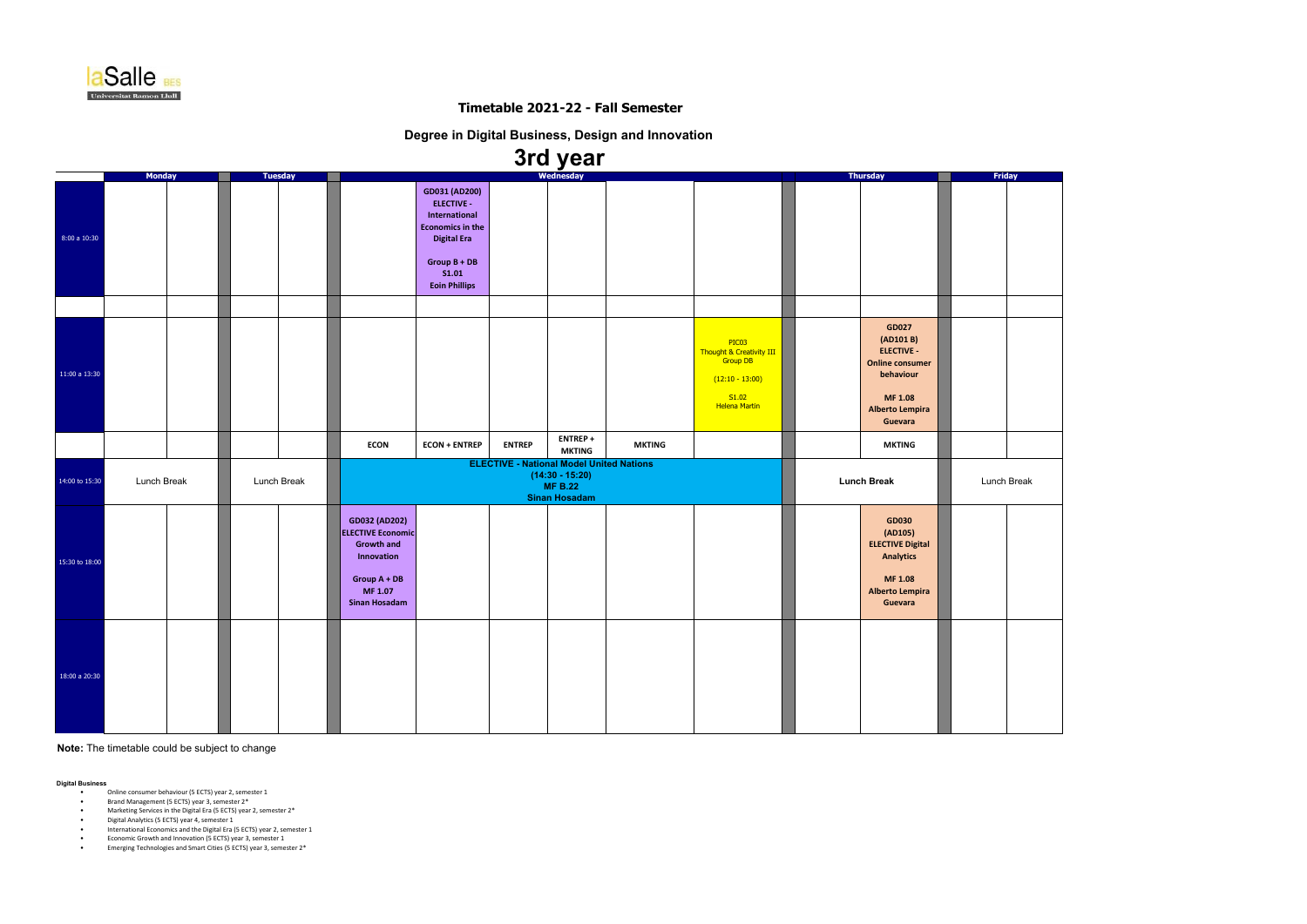## Timetable 2021-22 - Fall Semester

### Degree in Digital Business, Design and Innovation

# 3rd year

| | Monday | | Tuesday | | Wednesday | | | | | | Thursday | | Friday | |
|---|---|---|---|---|---|---|---|---|---|---|---|---|---|---|
| 8:00 a 10:30 | | | | | | **GD031 (AD200) ELECTIVE - International Economics in the Digital Era** **Group B + DB** **S1.01** **Eoin Phillips** | | | | | | | | |
| | | | | | | | | | | | | | | |
| 11:00 a 13:30 | | | | | | | | | | PIC03 Thought & Creativity III Group DB (12:10 - 13:00) S1.02 Helena Martin | | **GD027 (AD101 B) ELECTIVE - Online consumer behaviour** **MF 1.08** **Alberto Lempira Guevara** | | |
| | | | | | **ECON** | **ECON + ENTREP** | **ENTREP** | **ENTREP + MKTING** | **MKTING** | | | **MKTING** | | |
| 14:00 to 15:30 | Lunch Break | | Lunch Break | | **ELECTIVE - National Model United Nations (14:30 - 15:20) MF B.22 Sinan Hosadam** | | | | | | **Lunch Break** | | Lunch Break | |
| 15:30 to 18:00 | | | | | **GD032 (AD202) ELECTIVE Economic Growth and Innovation** **Group A + DB** **MF 1.07** **Sinan Hosadam** | | | | | | | **GD030 (AD105) ELECTIVE Digital Analytics** **MF 1.08** **Alberto Lempira Guevara** | | |
| 18:00 a 20:30 | | | | | | | | | | | | | | |

**Note:** The timetable could be subject to change

**Digital Business**

- Online consumer behaviour (5 ECTS) year 2, semester 1
- Brand Management (5 ECTS) year 3, semester 2*
- Marketing Services in the Digital Era (5 ECTS) year 2, semester 2*
- Digital Analytics (5 ECTS) year 4, semester 1
- International Economics and the Digital Era (5 ECTS) year 2, semester 1
- Economic Growth and Innovation (5 ECTS) year 3, semester 1
- Emerging Technologies and Smart Cities (5 ECTS) year 3, semester 2*